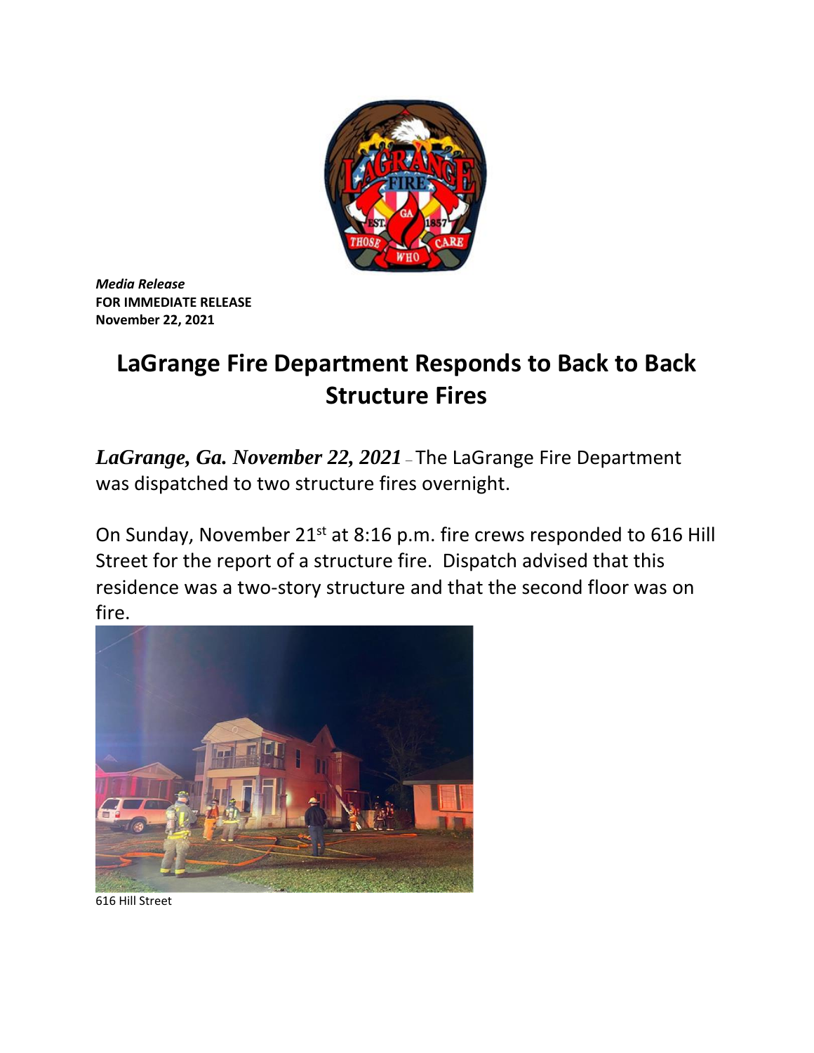*Media Release*
**FOR IMMEDIATE RELEASE**
**November 22, 2021**

# LaGrange Fire Department Responds to Back to Back Structure Fires

***LaGrange, Ga. November 22, 2021*** – The LaGrange Fire Department was dispatched to two structure fires overnight.

On Sunday, November 21st at 8:16 p.m. fire crews responded to 616 Hill Street for the report of a structure fire. Dispatch advised that this residence was a two-story structure and that the second floor was on fire.

616 Hill Street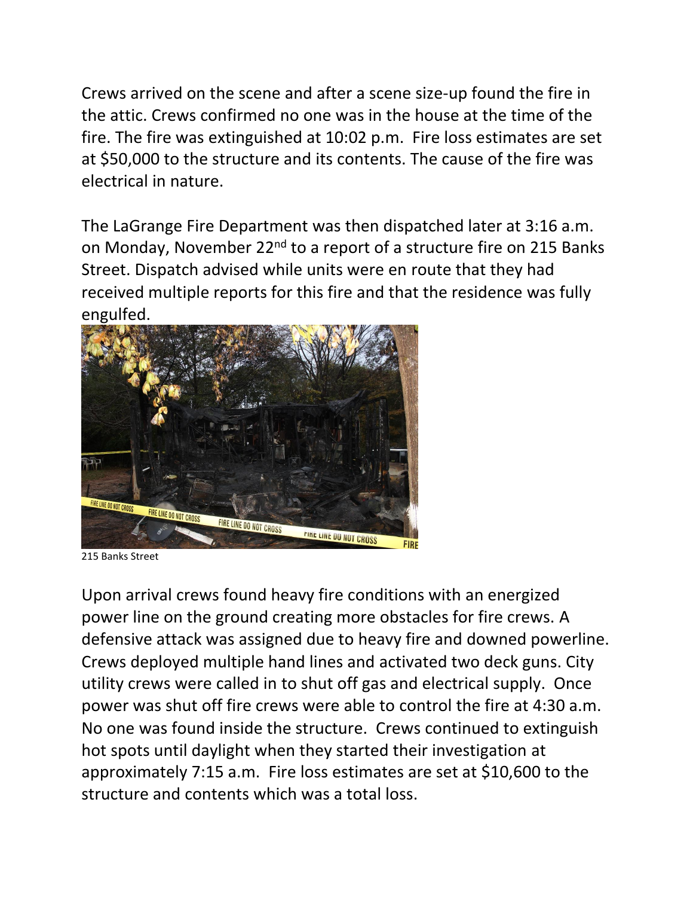Crews arrived on the scene and after a scene size-up found the fire in the attic. Crews confirmed no one was in the house at the time of the fire. The fire was extinguished at 10:02 p.m. Fire loss estimates are set at $50,000 to the structure and its contents. The cause of the fire was electrical in nature.

The LaGrange Fire Department was then dispatched later at 3:16 a.m. on Monday, November 22nd to a report of a structure fire on 215 Banks Street. Dispatch advised while units were en route that they had received multiple reports for this fire and that the residence was fully engulfed.

215 Banks Street

Upon arrival crews found heavy fire conditions with an energized power line on the ground creating more obstacles for fire crews. A defensive attack was assigned due to heavy fire and downed powerline. Crews deployed multiple hand lines and activated two deck guns. City utility crews were called in to shut off gas and electrical supply. Once power was shut off fire crews were able to control the fire at 4:30 a.m. No one was found inside the structure. Crews continued to extinguish hot spots until daylight when they started their investigation at approximately 7:15 a.m. Fire loss estimates are set at $10,600 to the structure and contents which was a total loss.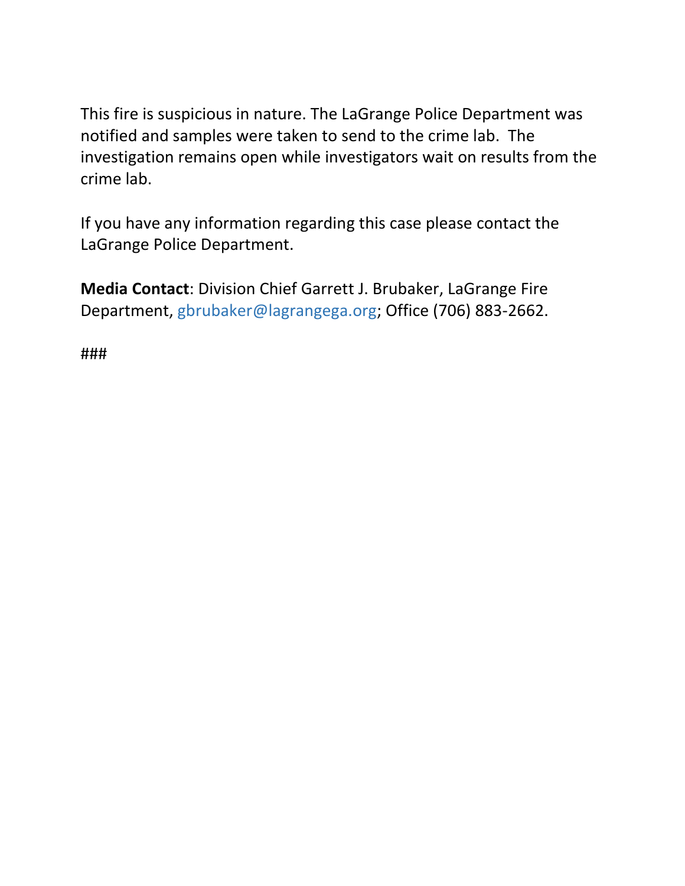This fire is suspicious in nature. The LaGrange Police Department was notified and samples were taken to send to the crime lab. The investigation remains open while investigators wait on results from the crime lab.

If you have any information regarding this case please contact the LaGrange Police Department.

**Media Contact**: Division Chief Garrett J. Brubaker, LaGrange Fire Department, gbrubaker@lagrangega.org; Office (706) 883-2662.

###